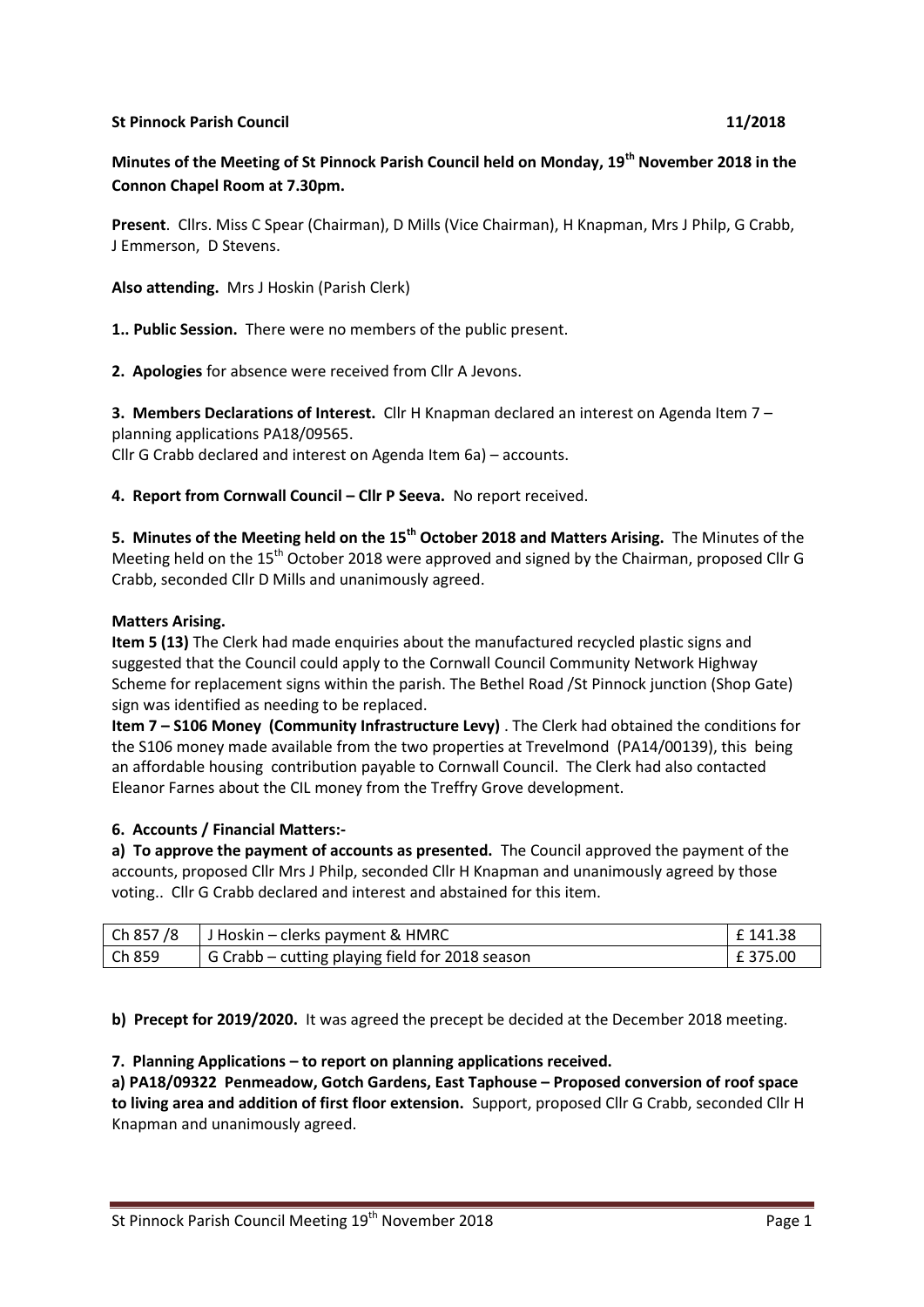**St Pinnock Parish Council 11/2018**

**Minutes of the Meeting of St Pinnock Parish Council held on Monday, 19th November 2018 in the Connon Chapel Room at 7.30pm.**

**Present**. Cllrs. Miss C Spear (Chairman), D Mills (Vice Chairman), H Knapman, Mrs J Philp, G Crabb, J Emmerson, D Stevens.

**Also attending.** Mrs J Hoskin (Parish Clerk)

**1.. Public Session.** There were no members of the public present.

**2. Apologies** for absence were received from Cllr A Jevons.

**3. Members Declarations of Interest.** Cllr H Knapman declared an interest on Agenda Item 7 – planning applications PA18/09565.
Cllr G Crabb declared and interest on Agenda Item 6a) – accounts.

**4. Report from Cornwall Council – Cllr P Seeva.** No report received.

**5. Minutes of the Meeting held on the 15th October 2018 and Matters Arising.** The Minutes of the Meeting held on the 15th October 2018 were approved and signed by the Chairman, proposed Cllr G Crabb, seconded Cllr D Mills and unanimously agreed.

**Matters Arising.**

**Item 5 (13)** The Clerk had made enquiries about the manufactured recycled plastic signs and suggested that the Council could apply to the Cornwall Council Community Network Highway Scheme for replacement signs within the parish. The Bethel Road /St Pinnock junction (Shop Gate) sign was identified as needing to be replaced.

**Item 7 – S106 Money (Community Infrastructure Levy)** . The Clerk had obtained the conditions for the S106 money made available from the two properties at Trevelmond (PA14/00139), this being an affordable housing contribution payable to Cornwall Council. The Clerk had also contacted Eleanor Farnes about the CIL money from the Treffry Grove development.

**6. Accounts / Financial Matters:-**

**a) To approve the payment of accounts as presented.** The Council approved the payment of the accounts, proposed Cllr Mrs J Philp, seconded Cllr H Knapman and unanimously agreed by those voting.. Cllr G Crabb declared and interest and abstained for this item.

| Ch 857 /8 | J Hoskin – clerks payment & HMRC | £ 141.38 |
|---|---|---|
| Ch 859 | G Crabb – cutting playing field for 2018 season | £ 375.00 |

**b) Precept for 2019/2020.** It was agreed the precept be decided at the December 2018 meeting.

**7. Planning Applications – to report on planning applications received.**

**a) PA18/09322 Penmeadow, Gotch Gardens, East Taphouse – Proposed conversion of roof space to living area and addition of first floor extension.** Support, proposed Cllr G Crabb, seconded Cllr H Knapman and unanimously agreed.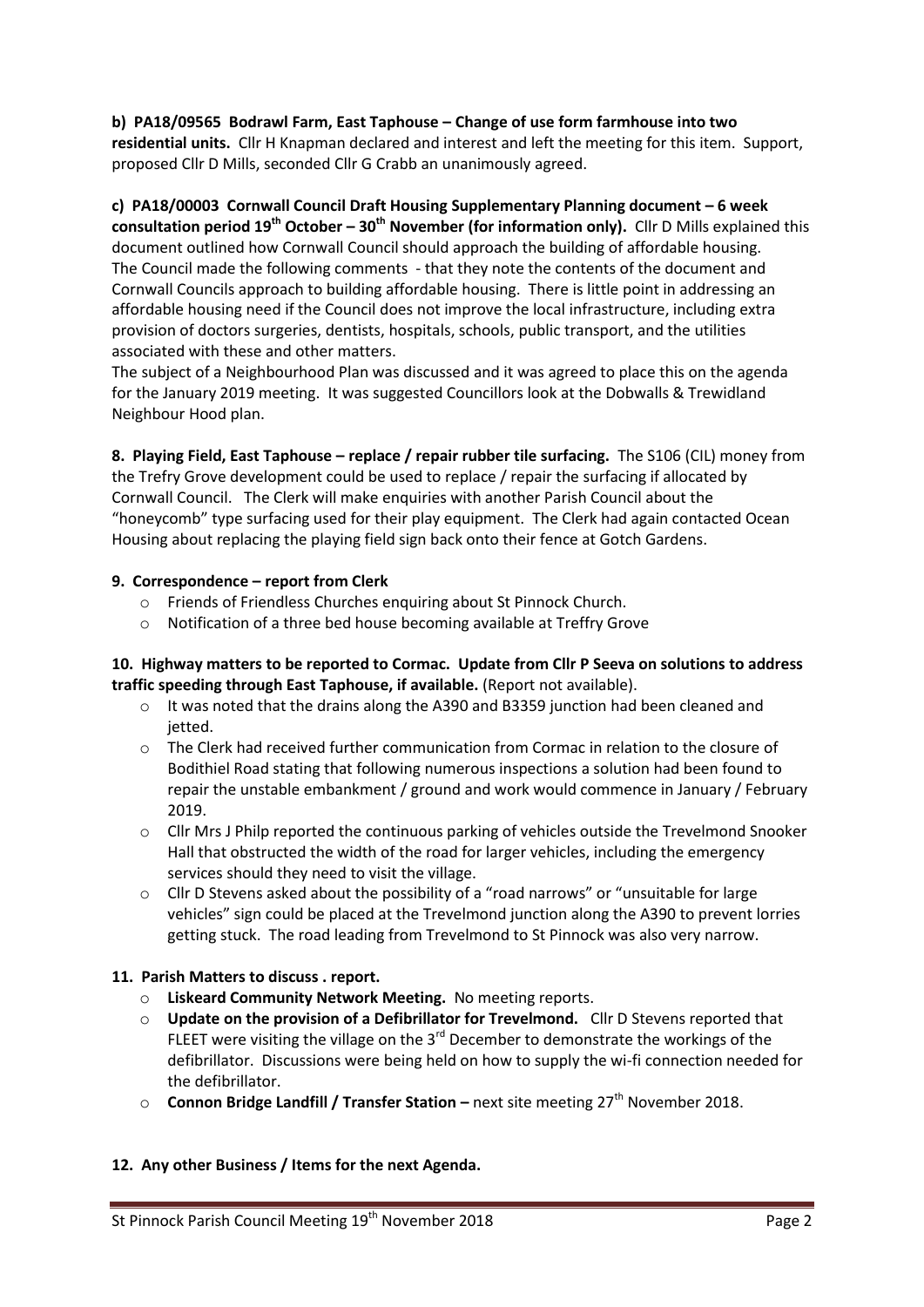**b) PA18/09565 Bodrawl Farm, East Taphouse – Change of use form farmhouse into two residential units.** Cllr H Knapman declared and interest and left the meeting for this item. Support, proposed Cllr D Mills, seconded Cllr G Crabb an unanimously agreed.

**c) PA18/00003 Cornwall Council Draft Housing Supplementary Planning document – 6 week consultation period 19th October – 30th November (for information only).** Cllr D Mills explained this document outlined how Cornwall Council should approach the building of affordable housing. The Council made the following comments - that they note the contents of the document and Cornwall Councils approach to building affordable housing. There is little point in addressing an affordable housing need if the Council does not improve the local infrastructure, including extra provision of doctors surgeries, dentists, hospitals, schools, public transport, and the utilities associated with these and other matters.

The subject of a Neighbourhood Plan was discussed and it was agreed to place this on the agenda for the January 2019 meeting. It was suggested Councillors look at the Dobwalls & Trewidland Neighbour Hood plan.

**8. Playing Field, East Taphouse – replace / repair rubber tile surfacing.** The S106 (CIL) money from the Trefry Grove development could be used to replace / repair the surfacing if allocated by Cornwall Council. The Clerk will make enquiries with another Parish Council about the "honeycomb" type surfacing used for their play equipment. The Clerk had again contacted Ocean Housing about replacing the playing field sign back onto their fence at Gotch Gardens.

**9. Correspondence – report from Clerk**

- Friends of Friendless Churches enquiring about St Pinnock Church.
- Notification of a three bed house becoming available at Treffry Grove

**10. Highway matters to be reported to Cormac. Update from Cllr P Seeva on solutions to address traffic speeding through East Taphouse, if available.** (Report not available).

- It was noted that the drains along the A390 and B3359 junction had been cleaned and jetted.
- The Clerk had received further communication from Cormac in relation to the closure of Bodithiel Road stating that following numerous inspections a solution had been found to repair the unstable embankment / ground and work would commence in January / February 2019.
- Cllr Mrs J Philp reported the continuous parking of vehicles outside the Trevelmond Snooker Hall that obstructed the width of the road for larger vehicles, including the emergency services should they need to visit the village.
- Cllr D Stevens asked about the possibility of a "road narrows" or "unsuitable for large vehicles" sign could be placed at the Trevelmond junction along the A390 to prevent lorries getting stuck. The road leading from Trevelmond to St Pinnock was also very narrow.

**11. Parish Matters to discuss . report.**

- **Liskeard Community Network Meeting.** No meeting reports.
- **Update on the provision of a Defibrillator for Trevelmond.** Cllr D Stevens reported that FLEET were visiting the village on the 3rd December to demonstrate the workings of the defibrillator. Discussions were being held on how to supply the wi-fi connection needed for the defibrillator.
- **Connon Bridge Landfill / Transfer Station –** next site meeting 27th November 2018.

**12. Any other Business / Items for the next Agenda.**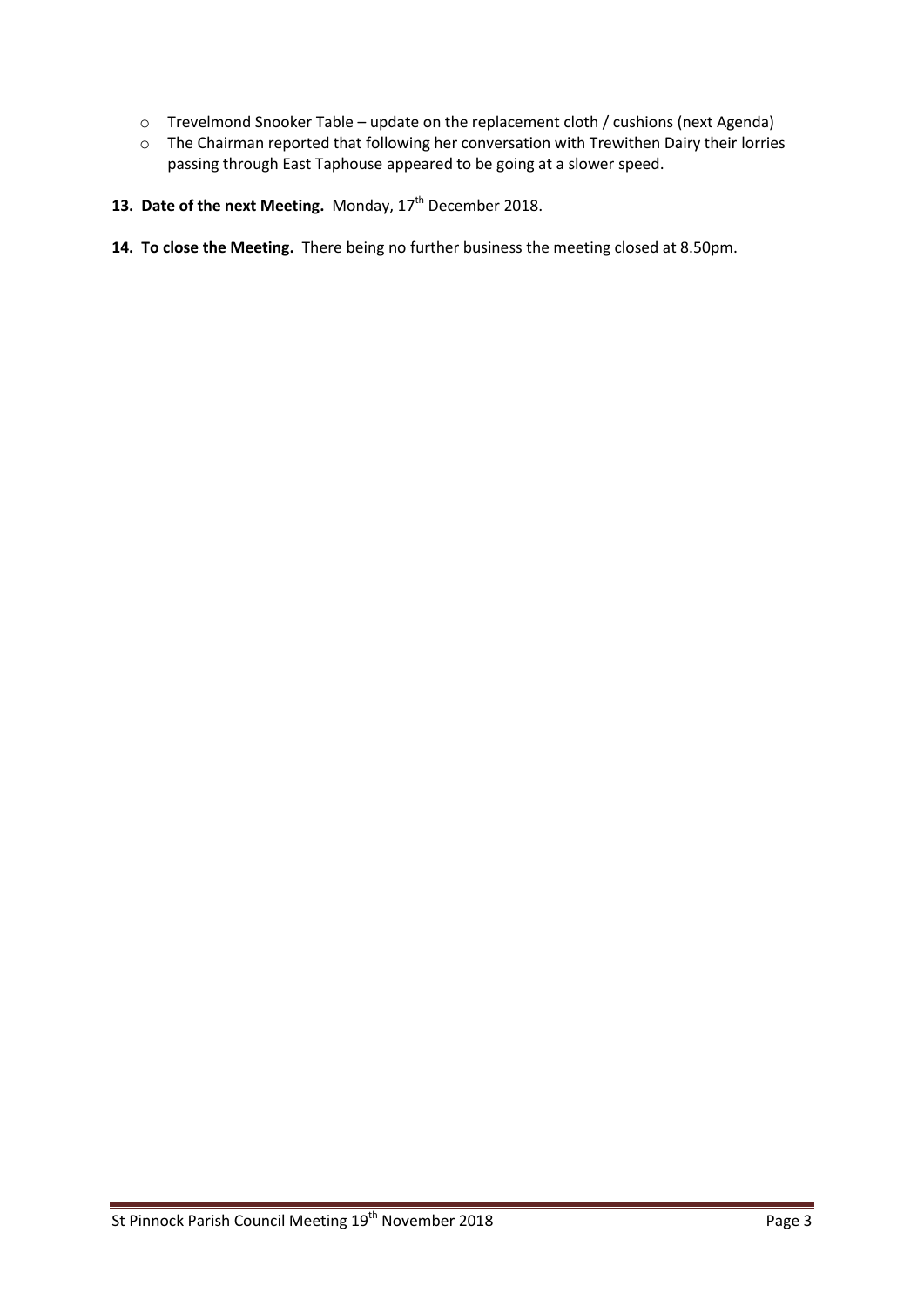- Trevelmond Snooker Table – update on the replacement cloth / cushions (next Agenda)
- The Chairman reported that following her conversation with Trewithen Dairy their lorries passing through East Taphouse appeared to be going at a slower speed.

**13. Date of the next Meeting.** Monday, 17th December 2018.

**14. To close the Meeting.** There being no further business the meeting closed at 8.50pm.